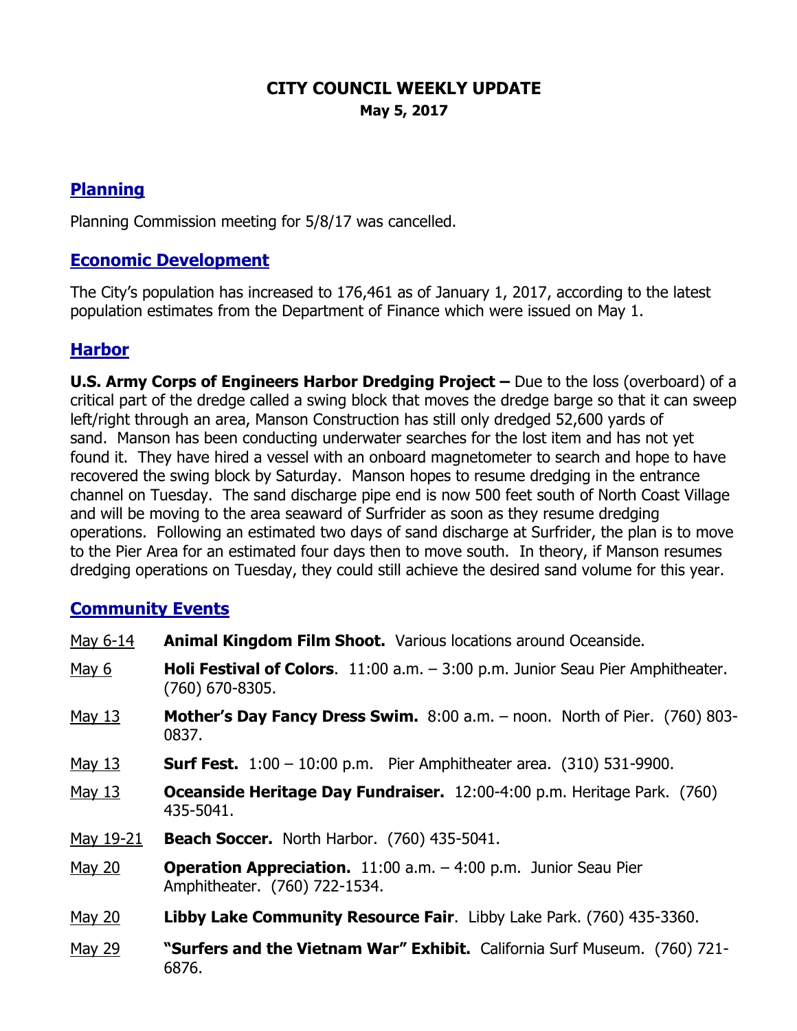# CITY COUNCIL WEEKLY UPDATE

**May 5, 2017**

## Planning

Planning Commission meeting for 5/8/17 was cancelled.

## Economic Development

The City's population has increased to 176,461 as of January 1, 2017, according to the latest population estimates from the Department of Finance which were issued on May 1.

## Harbor

**U.S. Army Corps of Engineers Harbor Dredging Project –** Due to the loss (overboard) of a critical part of the dredge called a swing block that moves the dredge barge so that it can sweep left/right through an area, Manson Construction has still only dredged 52,600 yards of sand. Manson has been conducting underwater searches for the lost item and has not yet found it. They have hired a vessel with an onboard magnetometer to search and hope to have recovered the swing block by Saturday. Manson hopes to resume dredging in the entrance channel on Tuesday. The sand discharge pipe end is now 500 feet south of North Coast Village and will be moving to the area seaward of Surfrider as soon as they resume dredging operations. Following an estimated two days of sand discharge at Surfrider, the plan is to move to the Pier Area for an estimated four days then to move south. In theory, if Manson resumes dredging operations on Tuesday, they could still achieve the desired sand volume for this year.

## Community Events

| | |
|---|---|
| May 6-14 | **Animal Kingdom Film Shoot.** Various locations around Oceanside. |
| May 6 | **Holi Festival of Colors**. 11:00 a.m. – 3:00 p.m. Junior Seau Pier Amphitheater. (760) 670-8305. |
| May 13 | **Mother's Day Fancy Dress Swim.** 8:00 a.m. – noon. North of Pier. (760) 803-0837. |
| May 13 | **Surf Fest.** 1:00 – 10:00 p.m. Pier Amphitheater area. (310) 531-9900. |
| May 13 | **Oceanside Heritage Day Fundraiser.** 12:00-4:00 p.m. Heritage Park. (760) 435-5041. |
| May 19-21 | **Beach Soccer.** North Harbor. (760) 435-5041. |
| May 20 | **Operation Appreciation.** 11:00 a.m. – 4:00 p.m. Junior Seau Pier Amphitheater. (760) 722-1534. |
| May 20 | **Libby Lake Community Resource Fair**. Libby Lake Park. (760) 435-3360. |
| May 29 | **"Surfers and the Vietnam War" Exhibit.** California Surf Museum. (760) 721-6876. |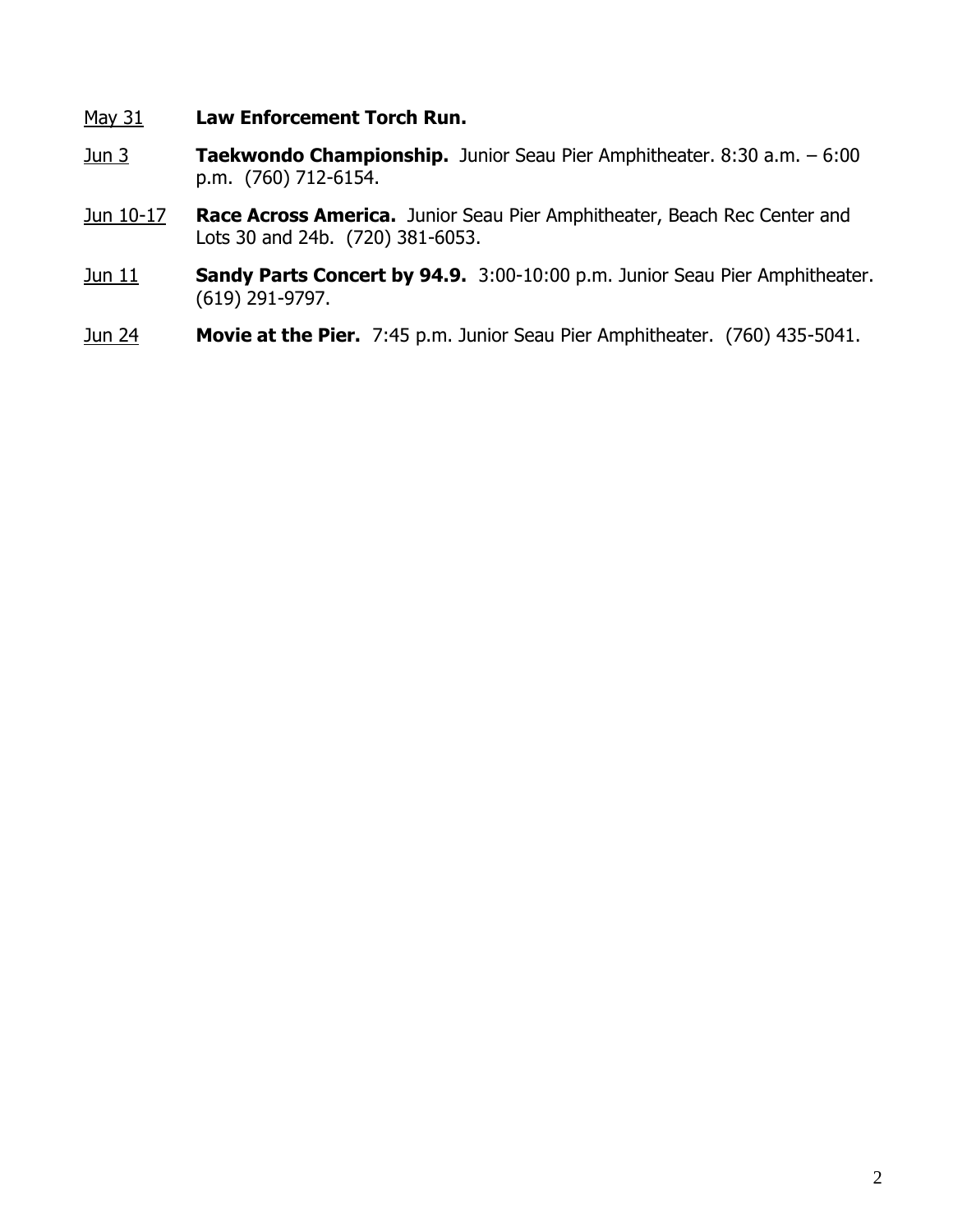<u>May 31</u> **Law Enforcement Torch Run.**

<u>Jun 3</u> **Taekwondo Championship.** Junior Seau Pier Amphitheater. 8:30 a.m. – 6:00 p.m. (760) 712-6154.

<u>Jun 10-17</u> **Race Across America.** Junior Seau Pier Amphitheater, Beach Rec Center and Lots 30 and 24b. (720) 381-6053.

<u>Jun 11</u> **Sandy Parts Concert by 94.9.** 3:00-10:00 p.m. Junior Seau Pier Amphitheater. (619) 291-9797.

<u>Jun 24</u> **Movie at the Pier.** 7:45 p.m. Junior Seau Pier Amphitheater. (760) 435-5041.